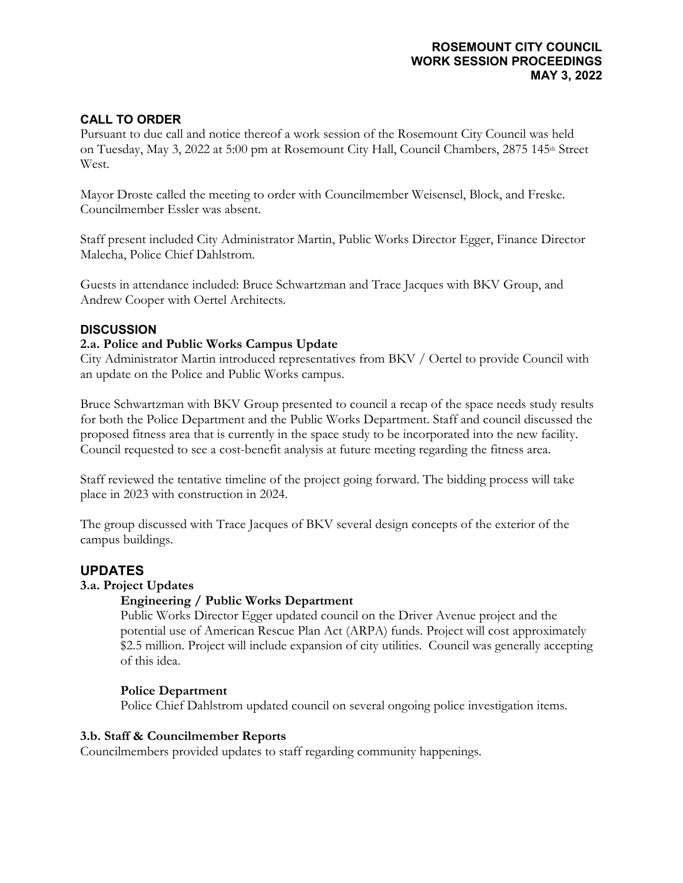**ROSEMOUNT CITY COUNCIL**
**WORK SESSION PROCEEDINGS**
**MAY 3, 2022**

## CALL TO ORDER

Pursuant to due call and notice thereof a work session of the Rosemount City Council was held on Tuesday, May 3, 2022 at 5:00 pm at Rosemount City Hall, Council Chambers, 2875 145th Street West.

Mayor Droste called the meeting to order with Councilmember Weisensel, Block, and Freske. Councilmember Essler was absent.

Staff present included City Administrator Martin, Public Works Director Egger, Finance Director Malecha, Police Chief Dahlstrom.

Guests in attendance included: Bruce Schwartzman and Trace Jacques with BKV Group, and Andrew Cooper with Oertel Architects.

## DISCUSSION

### 2.a. Police and Public Works Campus Update

City Administrator Martin introduced representatives from BKV / Oertel to provide Council with an update on the Police and Public Works campus.

Bruce Schwartzman with BKV Group presented to council a recap of the space needs study results for both the Police Department and the Public Works Department. Staff and council discussed the proposed fitness area that is currently in the space study to be incorporated into the new facility. Council requested to see a cost-benefit analysis at future meeting regarding the fitness area.

Staff reviewed the tentative timeline of the project going forward. The bidding process will take place in 2023 with construction in 2024.

The group discussed with Trace Jacques of BKV several design concepts of the exterior of the campus buildings.

## UPDATES

### 3.a. Project Updates

**Engineering / Public Works Department**

Public Works Director Egger updated council on the Driver Avenue project and the potential use of American Rescue Plan Act (ARPA) funds. Project will cost approximately $2.5 million. Project will include expansion of city utilities. Council was generally accepting of this idea.

**Police Department**

Police Chief Dahlstrom updated council on several ongoing police investigation items.

### 3.b. Staff & Councilmember Reports

Councilmembers provided updates to staff regarding community happenings.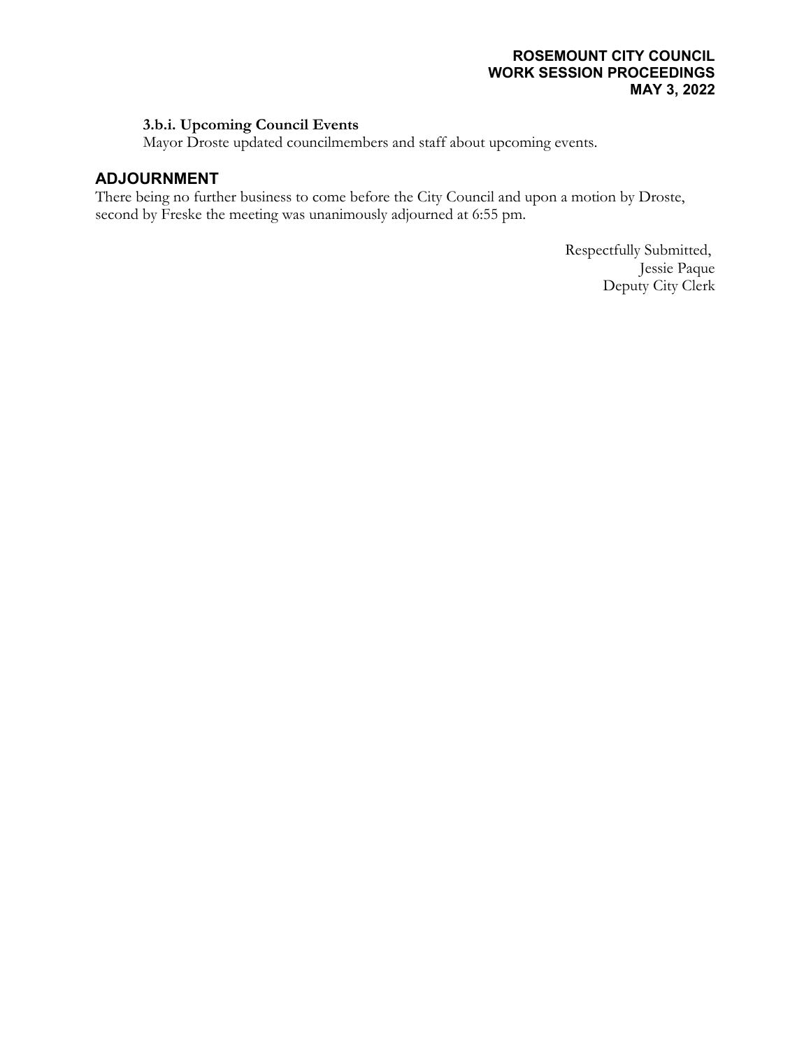**3.b.i. Upcoming Council Events**

Mayor Droste updated councilmembers and staff about upcoming events.

## ADJOURNMENT

There being no further business to come before the City Council and upon a motion by Droste, second by Freske the meeting was unanimously adjourned at 6:55 pm.

Respectfully Submitted,
Jessie Paque
Deputy City Clerk